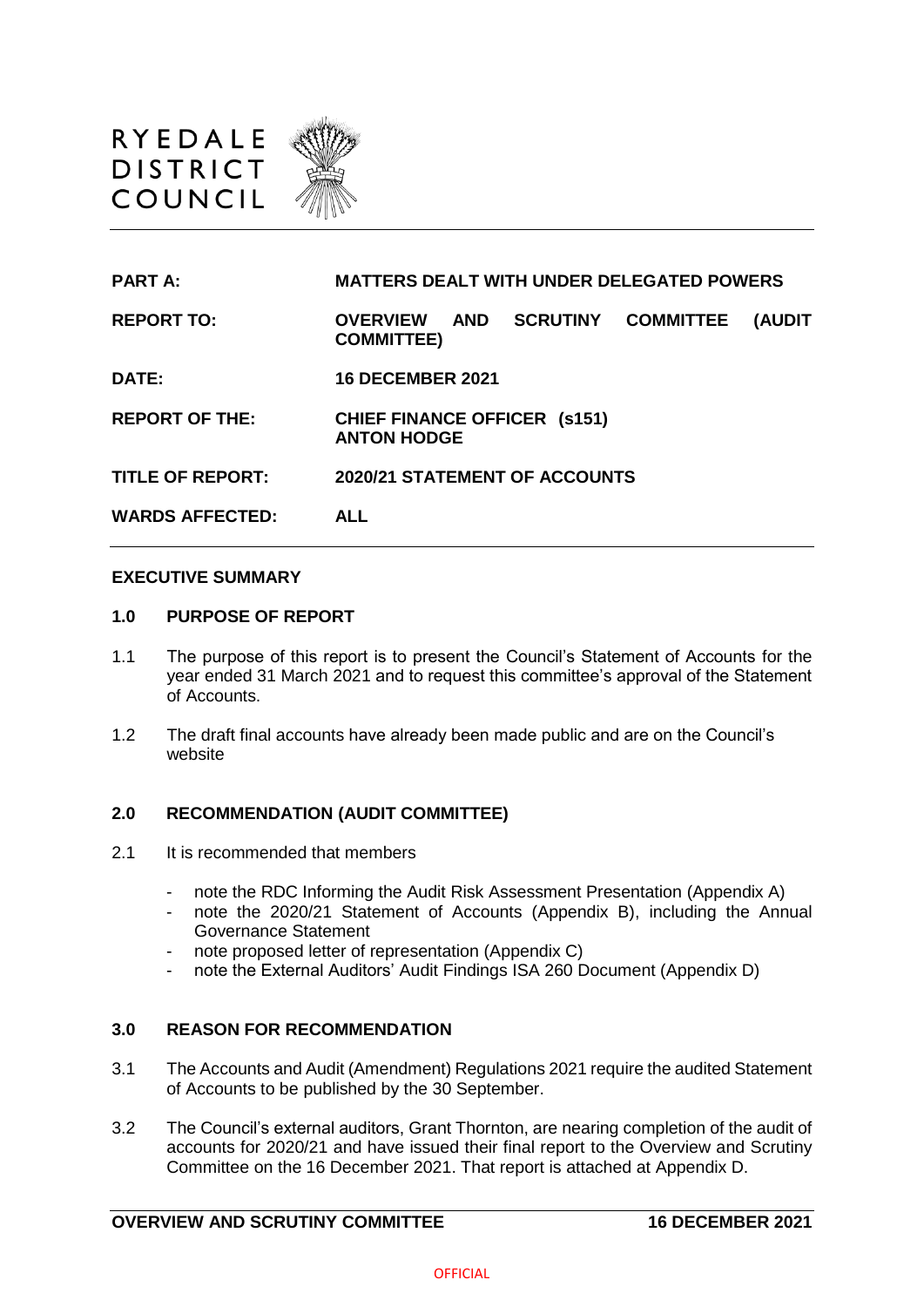RYEDALE
DISTRICT
COUNCIL

| | |
|---|---|
| **PART A:** | **MATTERS DEALT WITH UNDER DELEGATED POWERS** |
| **REPORT TO:** | **OVERVIEW AND SCRUTINY COMMITTEE (AUDIT COMMITTEE)** |
| **DATE:** | **16 DECEMBER 2021** |
| **REPORT OF THE:** | **CHIEF FINANCE OFFICER (s151) ANTON HODGE** |
| **TITLE OF REPORT:** | **2020/21 STATEMENT OF ACCOUNTS** |
| **WARDS AFFECTED:** | **ALL** |

**EXECUTIVE SUMMARY**

## 1.0 PURPOSE OF REPORT

1.1 The purpose of this report is to present the Council's Statement of Accounts for the year ended 31 March 2021 and to request this committee's approval of the Statement of Accounts.

1.2 The draft final accounts have already been made public and are on the Council's website

## 2.0 RECOMMENDATION (AUDIT COMMITTEE)

2.1 It is recommended that members

- note the RDC Informing the Audit Risk Assessment Presentation (Appendix A)
- note the 2020/21 Statement of Accounts (Appendix B), including the Annual Governance Statement
- note proposed letter of representation (Appendix C)
- note the External Auditors' Audit Findings ISA 260 Document (Appendix D)

## 3.0 REASON FOR RECOMMENDATION

3.1 The Accounts and Audit (Amendment) Regulations 2021 require the audited Statement of Accounts to be published by the 30 September.

3.2 The Council's external auditors, Grant Thornton, are nearing completion of the audit of accounts for 2020/21 and have issued their final report to the Overview and Scrutiny Committee on the 16 December 2021. That report is attached at Appendix D.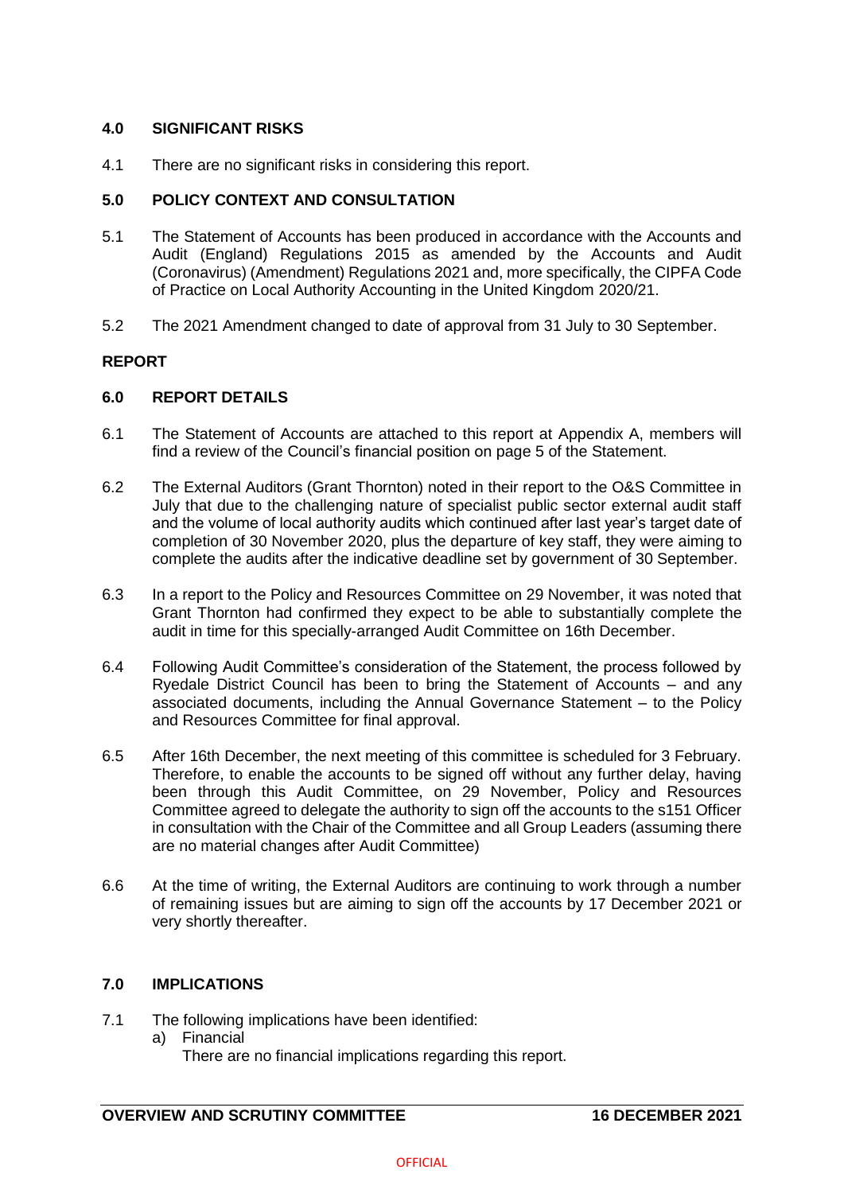## 4.0 SIGNIFICANT RISKS

4.1 There are no significant risks in considering this report.

## 5.0 POLICY CONTEXT AND CONSULTATION

5.1 The Statement of Accounts has been produced in accordance with the Accounts and Audit (England) Regulations 2015 as amended by the Accounts and Audit (Coronavirus) (Amendment) Regulations 2021 and, more specifically, the CIPFA Code of Practice on Local Authority Accounting in the United Kingdom 2020/21.

5.2 The 2021 Amendment changed to date of approval from 31 July to 30 September.

**REPORT**

## 6.0 REPORT DETAILS

6.1 The Statement of Accounts are attached to this report at Appendix A, members will find a review of the Council's financial position on page 5 of the Statement.

6.2 The External Auditors (Grant Thornton) noted in their report to the O&S Committee in July that due to the challenging nature of specialist public sector external audit staff and the volume of local authority audits which continued after last year's target date of completion of 30 November 2020, plus the departure of key staff, they were aiming to complete the audits after the indicative deadline set by government of 30 September.

6.3 In a report to the Policy and Resources Committee on 29 November, it was noted that Grant Thornton had confirmed they expect to be able to substantially complete the audit in time for this specially-arranged Audit Committee on 16th December.

6.4 Following Audit Committee's consideration of the Statement, the process followed by Ryedale District Council has been to bring the Statement of Accounts – and any associated documents, including the Annual Governance Statement – to the Policy and Resources Committee for final approval.

6.5 After 16th December, the next meeting of this committee is scheduled for 3 February. Therefore, to enable the accounts to be signed off without any further delay, having been through this Audit Committee, on 29 November, Policy and Resources Committee agreed to delegate the authority to sign off the accounts to the s151 Officer in consultation with the Chair of the Committee and all Group Leaders (assuming there are no material changes after Audit Committee)

6.6 At the time of writing, the External Auditors are continuing to work through a number of remaining issues but are aiming to sign off the accounts by 17 December 2021 or very shortly thereafter.

## 7.0 IMPLICATIONS

7.1 The following implications have been identified:

a) Financial
   There are no financial implications regarding this report.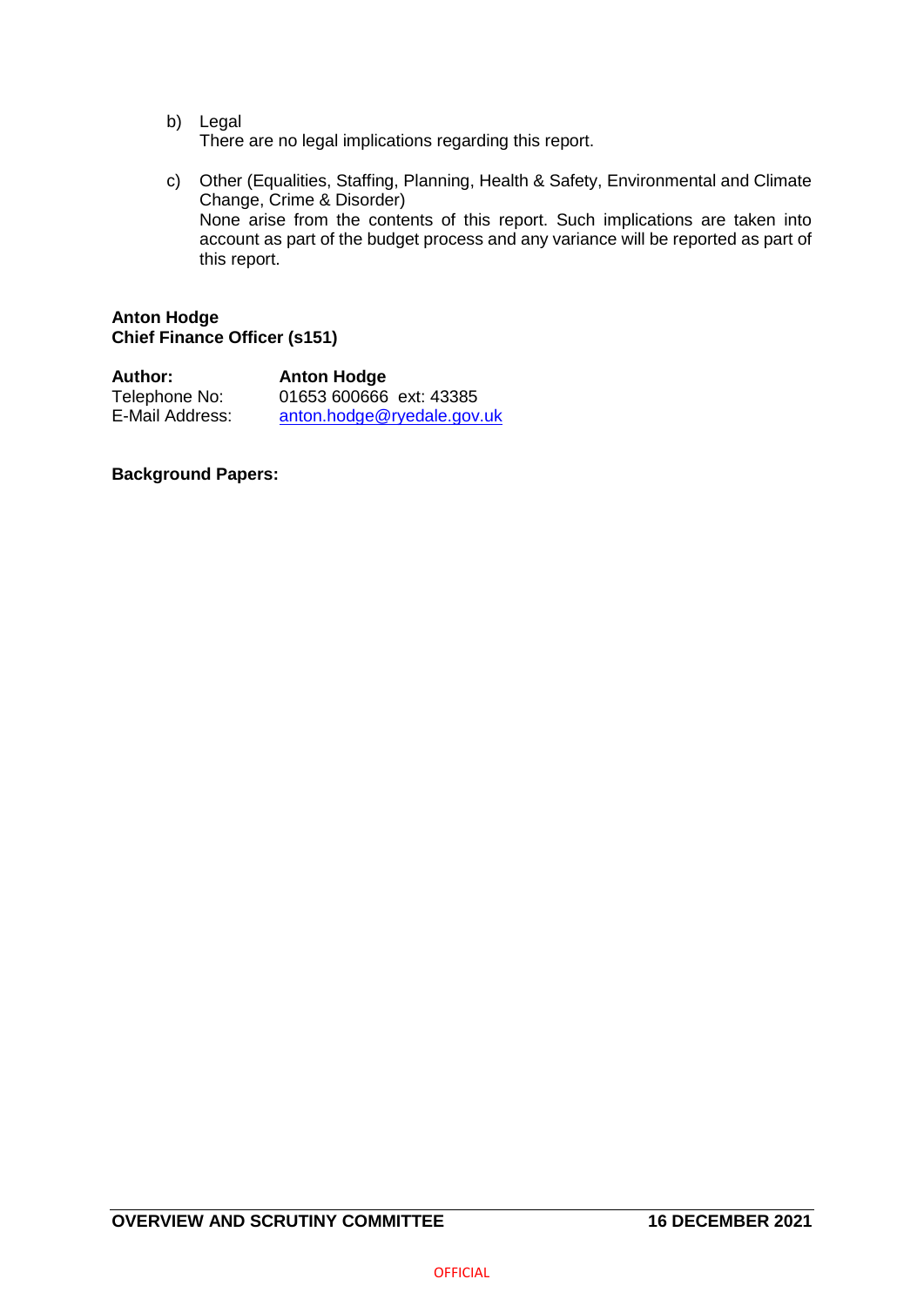b) Legal
   There are no legal implications regarding this report.

c) Other (Equalities, Staffing, Planning, Health & Safety, Environmental and Climate Change, Crime & Disorder)
   None arise from the contents of this report. Such implications are taken into account as part of the budget process and any variance will be reported as part of this report.

**Anton Hodge**
**Chief Finance Officer (s151)**

| | |
|---|---|
| **Author:** | **Anton Hodge** |
| Telephone No: | 01653 600666 ext: 43385 |
| E-Mail Address: | anton.hodge@ryedale.gov.uk |

**Background Papers:**